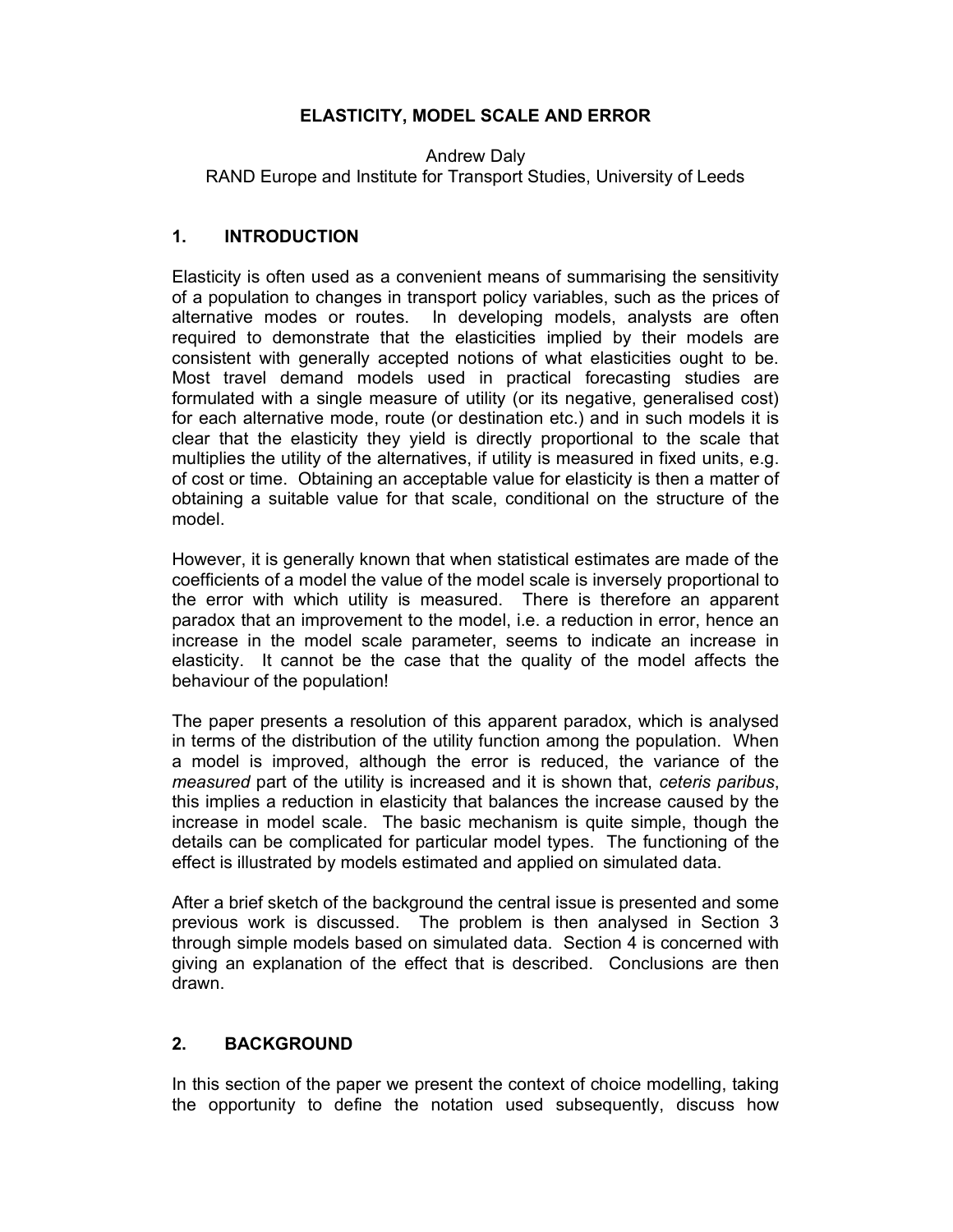# ELASTICITY, MODEL SCALE AND ERROR

Andrew Daly
RAND Europe and Institute for Transport Studies, University of Leeds

## 1. INTRODUCTION

Elasticity is often used as a convenient means of summarising the sensitivity of a population to changes in transport policy variables, such as the prices of alternative modes or routes. In developing models, analysts are often required to demonstrate that the elasticities implied by their models are consistent with generally accepted notions of what elasticities ought to be. Most travel demand models used in practical forecasting studies are formulated with a single measure of utility (or its negative, generalised cost) for each alternative mode, route (or destination etc.) and in such models it is clear that the elasticity they yield is directly proportional to the scale that multiplies the utility of the alternatives, if utility is measured in fixed units, e.g. of cost or time. Obtaining an acceptable value for elasticity is then a matter of obtaining a suitable value for that scale, conditional on the structure of the model.

However, it is generally known that when statistical estimates are made of the coefficients of a model the value of the model scale is inversely proportional to the error with which utility is measured. There is therefore an apparent paradox that an improvement to the model, i.e. a reduction in error, hence an increase in the model scale parameter, seems to indicate an increase in elasticity. It cannot be the case that the quality of the model affects the behaviour of the population!

The paper presents a resolution of this apparent paradox, which is analysed in terms of the distribution of the utility function among the population. When a model is improved, although the error is reduced, the variance of the *measured* part of the utility is increased and it is shown that, *ceteris paribus*, this implies a reduction in elasticity that balances the increase caused by the increase in model scale. The basic mechanism is quite simple, though the details can be complicated for particular model types. The functioning of the effect is illustrated by models estimated and applied on simulated data.

After a brief sketch of the background the central issue is presented and some previous work is discussed. The problem is then analysed in Section 3 through simple models based on simulated data. Section 4 is concerned with giving an explanation of the effect that is described. Conclusions are then drawn.

## 2. BACKGROUND

In this section of the paper we present the context of choice modelling, taking the opportunity to define the notation used subsequently, discuss how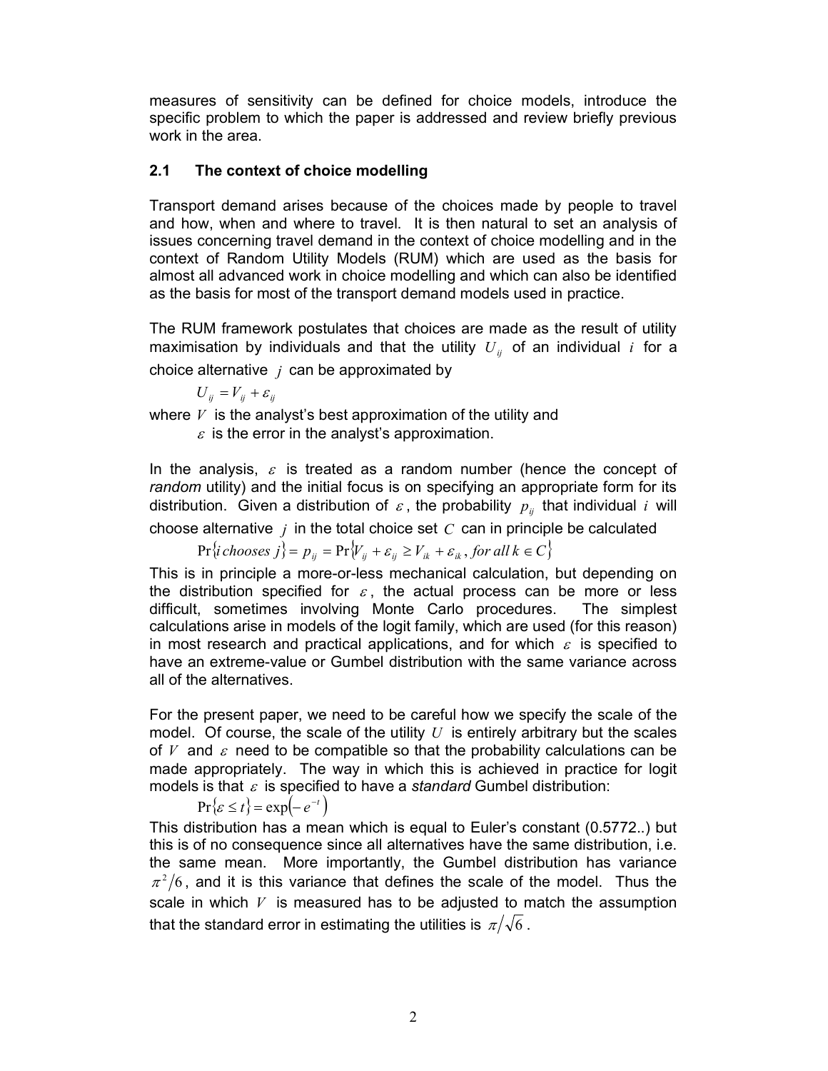measures of sensitivity can be defined for choice models, introduce the specific problem to which the paper is addressed and review briefly previous work in the area.

## 2.1 The context of choice modelling

Transport demand arises because of the choices made by people to travel and how, when and where to travel. It is then natural to set an analysis of issues concerning travel demand in the context of choice modelling and in the context of Random Utility Models (RUM) which are used as the basis for almost all advanced work in choice modelling and which can also be identified as the basis for most of the transport demand models used in practice.

The RUM framework postulates that choices are made as the result of utility maximisation by individuals and that the utility $U_{ij}$ of an individual $i$ for a choice alternative $j$ can be approximated by

$$U_{ij} = V_{ij} + \varepsilon_{ij}$$

where $V$ is the analyst's best approximation of the utility and
$\varepsilon$ is the error in the analyst's approximation.

In the analysis, $\varepsilon$ is treated as a random number (hence the concept of *random* utility) and the initial focus is on specifying an appropriate form for its distribution. Given a distribution of $\varepsilon$, the probability $p_{ij}$ that individual $i$ will choose alternative $j$ in the total choice set $C$ can in principle be calculated

$$\Pr\{i\ chooses\ j\} = p_{ij} = \Pr\{V_{ij} + \varepsilon_{ij} \geq V_{ik} + \varepsilon_{ik},\ for\ all\ k \in C\}$$

This is in principle a more-or-less mechanical calculation, but depending on the distribution specified for $\varepsilon$, the actual process can be more or less difficult, sometimes involving Monte Carlo procedures. The simplest calculations arise in models of the logit family, which are used (for this reason) in most research and practical applications, and for which $\varepsilon$ is specified to have an extreme-value or Gumbel distribution with the same variance across all of the alternatives.

For the present paper, we need to be careful how we specify the scale of the model. Of course, the scale of the utility $U$ is entirely arbitrary but the scales of $V$ and $\varepsilon$ need to be compatible so that the probability calculations can be made appropriately. The way in which this is achieved in practice for logit models is that $\varepsilon$ is specified to have a *standard* Gumbel distribution:

$$\Pr\{\varepsilon \leq t\} = \exp\left(-e^{-t}\right)$$

This distribution has a mean which is equal to Euler's constant (0.5772..) but this is of no consequence since all alternatives have the same distribution, i.e. the same mean. More importantly, the Gumbel distribution has variance $\pi^2/6$, and it is this variance that defines the scale of the model. Thus the scale in which $V$ is measured has to be adjusted to match the assumption that the standard error in estimating the utilities is $\pi/\sqrt{6}$.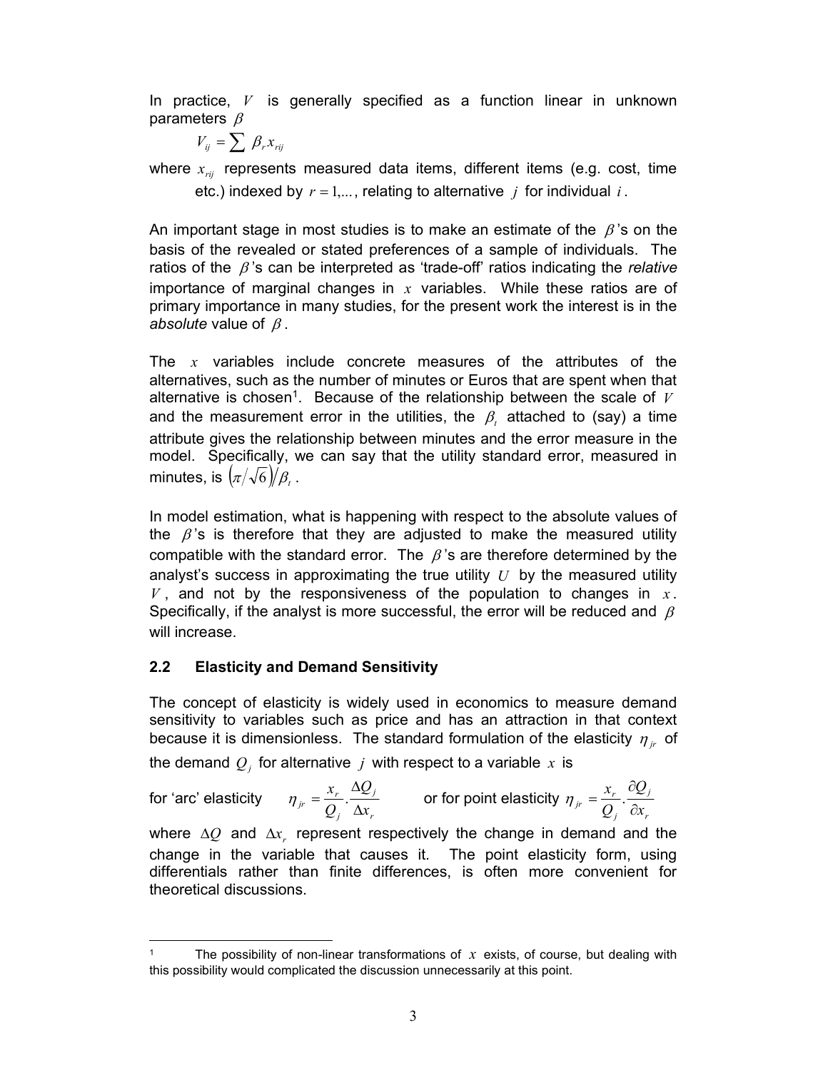In practice, $V$ is generally specified as a function linear in unknown parameters $\beta$

$$V_{ij} = \sum \beta_r x_{rij}$$

where $x_{rij}$ represents measured data items, different items (e.g. cost, time etc.) indexed by $r = 1,...$, relating to alternative $j$ for individual $i$.

An important stage in most studies is to make an estimate of the $\beta$'s on the basis of the revealed or stated preferences of a sample of individuals. The ratios of the $\beta$'s can be interpreted as 'trade-off' ratios indicating the *relative* importance of marginal changes in $x$ variables. While these ratios are of primary importance in many studies, for the present work the interest is in the *absolute* value of $\beta$.

The $x$ variables include concrete measures of the attributes of the alternatives, such as the number of minutes or Euros that are spent when that alternative is chosen[1]. Because of the relationship between the scale of $V$ and the measurement error in the utilities, the $\beta_t$ attached to (say) a time attribute gives the relationship between minutes and the error measure in the model. Specifically, we can say that the utility standard error, measured in minutes, is $\left(\pi/\sqrt{6}\right)/\beta_t$.

In model estimation, what is happening with respect to the absolute values of the $\beta$'s is therefore that they are adjusted to make the measured utility compatible with the standard error. The $\beta$'s are therefore determined by the analyst's success in approximating the true utility $U$ by the measured utility $V$, and not by the responsiveness of the population to changes in $x$. Specifically, if the analyst is more successful, the error will be reduced and $\beta$ will increase.

## 2.2 Elasticity and Demand Sensitivity

The concept of elasticity is widely used in economics to measure demand sensitivity to variables such as price and has an attraction in that context because it is dimensionless. The standard formulation of the elasticity $\eta_{jr}$ of the demand $Q_j$ for alternative $j$ with respect to a variable $x$ is

for 'arc' elasticity $\eta_{jr} = \dfrac{x_r}{Q_j} \cdot \dfrac{\Delta Q_j}{\Delta x_r}$ or for point elasticity $\eta_{jr} = \dfrac{x_r}{Q_j} \cdot \dfrac{\partial Q_j}{\partial x_r}$

where $\Delta Q$ and $\Delta x_r$ represent respectively the change in demand and the change in the variable that causes it. The point elasticity form, using differentials rather than finite differences, is often more convenient for theoretical discussions.

---

[1] The possibility of non-linear transformations of $x$ exists, of course, but dealing with this possibility would complicated the discussion unnecessarily at this point.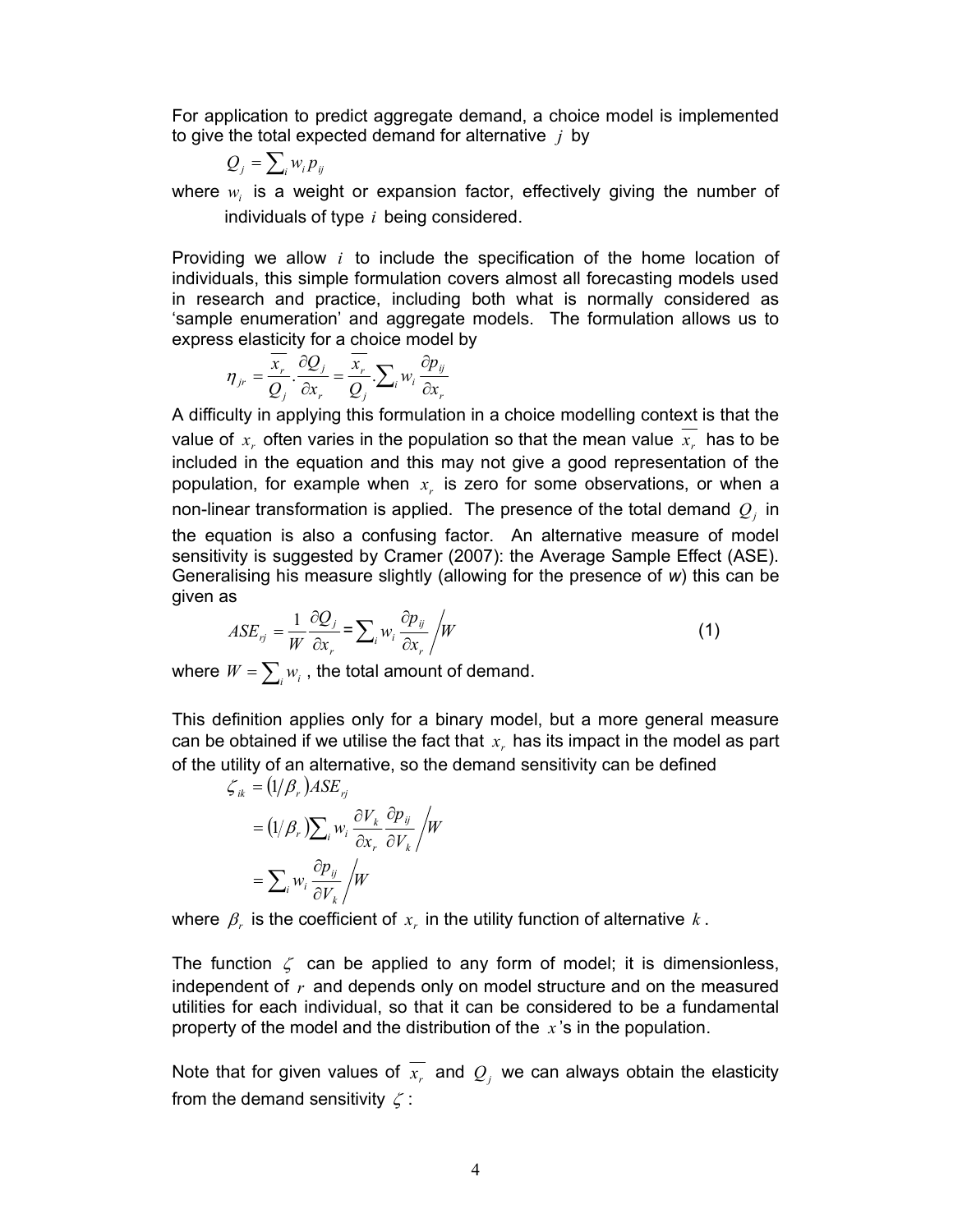For application to predict aggregate demand, a choice model is implemented to give the total expected demand for alternative $j$ by

$$Q_j = \sum_i w_i p_{ij}$$

where $w_i$ is a weight or expansion factor, effectively giving the number of individuals of type $i$ being considered.

Providing we allow $i$ to include the specification of the home location of individuals, this simple formulation covers almost all forecasting models used in research and practice, including both what is normally considered as 'sample enumeration' and aggregate models. The formulation allows us to express elasticity for a choice model by

$$\eta_{jr} = \frac{\overline{x_r}}{Q_j} \cdot \frac{\partial Q_j}{\partial x_r} = \frac{\overline{x_r}}{Q_j} \cdot \sum_i w_i \frac{\partial p_{ij}}{\partial x_r}$$

A difficulty in applying this formulation in a choice modelling context is that the value of $x_r$ often varies in the population so that the mean value $\overline{x_r}$ has to be included in the equation and this may not give a good representation of the population, for example when $x_r$ is zero for some observations, or when a non-linear transformation is applied. The presence of the total demand $Q_j$ in the equation is also a confusing factor. An alternative measure of model sensitivity is suggested by Cramer (2007): the Average Sample Effect (ASE). Generalising his measure slightly (allowing for the presence of *w*) this can be given as

$$ASE_{rj} = \frac{1}{W} \frac{\partial Q_j}{\partial x_r} = \sum_i w_i \frac{\partial p_{ij}}{\partial x_r} \Big/ W \qquad (1)$$

where $W = \sum_i w_i$ , the total amount of demand.

This definition applies only for a binary model, but a more general measure can be obtained if we utilise the fact that $x_r$ has its impact in the model as part of the utility of an alternative, so the demand sensitivity can be defined

$$\begin{aligned}
\zeta_{ik} &= (1/\beta_r) ASE_{rj} \\
&= (1/\beta_r) \sum_i w_i \frac{\partial V_k}{\partial x_r} \frac{\partial p_{ij}}{\partial V_k} \Big/ W \\
&= \sum_i w_i \frac{\partial p_{ij}}{\partial V_k} \Big/ W
\end{aligned}$$

where $\beta_r$ is the coefficient of $x_r$ in the utility function of alternative $k$.

The function $\zeta$ can be applied to any form of model; it is dimensionless, independent of $r$ and depends only on model structure and on the measured utilities for each individual, so that it can be considered to be a fundamental property of the model and the distribution of the $x$'s in the population.

Note that for given values of $\overline{x_r}$ and $Q_j$ we can always obtain the elasticity from the demand sensitivity $\zeta$ :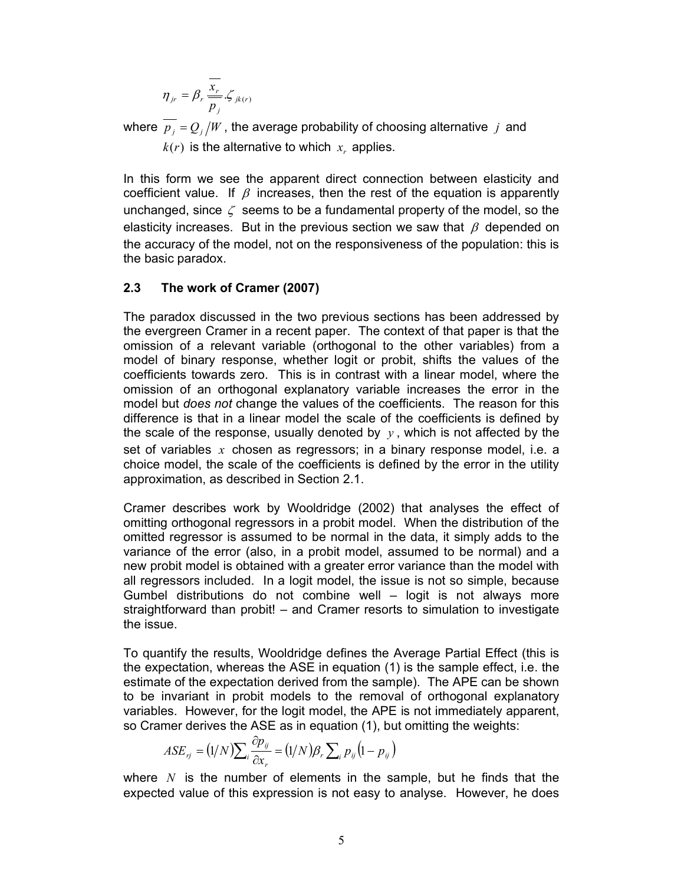$$\eta_{jr} = \beta_r \frac{\overline{x_r}}{\overline{p_j}} . \zeta_{jk(r)}$$

where $\overline{p_j} = Q_j / W$, the average probability of choosing alternative $j$ and $k(r)$ is the alternative to which $x_r$ applies.

In this form we see the apparent direct connection between elasticity and coefficient value. If $\beta$ increases, then the rest of the equation is apparently unchanged, since $\zeta$ seems to be a fundamental property of the model, so the elasticity increases. But in the previous section we saw that $\beta$ depended on the accuracy of the model, not on the responsiveness of the population: this is the basic paradox.

### 2.3 The work of Cramer (2007)

The paradox discussed in the two previous sections has been addressed by the evergreen Cramer in a recent paper. The context of that paper is that the omission of a relevant variable (orthogonal to the other variables) from a model of binary response, whether logit or probit, shifts the values of the coefficients towards zero. This is in contrast with a linear model, where the omission of an orthogonal explanatory variable increases the error in the model but *does not* change the values of the coefficients. The reason for this difference is that in a linear model the scale of the coefficients is defined by the scale of the response, usually denoted by $y$, which is not affected by the set of variables $x$ chosen as regressors; in a binary response model, i.e. a choice model, the scale of the coefficients is defined by the error in the utility approximation, as described in Section 2.1.

Cramer describes work by Wooldridge (2002) that analyses the effect of omitting orthogonal regressors in a probit model. When the distribution of the omitted regressor is assumed to be normal in the data, it simply adds to the variance of the error (also, in a probit model, assumed to be normal) and a new probit model is obtained with a greater error variance than the model with all regressors included. In a logit model, the issue is not so simple, because Gumbel distributions do not combine well – logit is not always more straightforward than probit! – and Cramer resorts to simulation to investigate the issue.

To quantify the results, Wooldridge defines the Average Partial Effect (this is the expectation, whereas the ASE in equation (1) is the sample effect, i.e. the estimate of the expectation derived from the sample). The APE can be shown to be invariant in probit models to the removal of orthogonal explanatory variables. However, for the logit model, the APE is not immediately apparent, so Cramer derives the ASE as in equation (1), but omitting the weights:

$$ASE_{rj} = (1/N) \sum_i \frac{\partial p_{ij}}{\partial x_r} = (1/N) \beta_r \sum_i p_{ij} (1 - p_{ij})$$

where $N$ is the number of elements in the sample, but he finds that the expected value of this expression is not easy to analyse. However, he does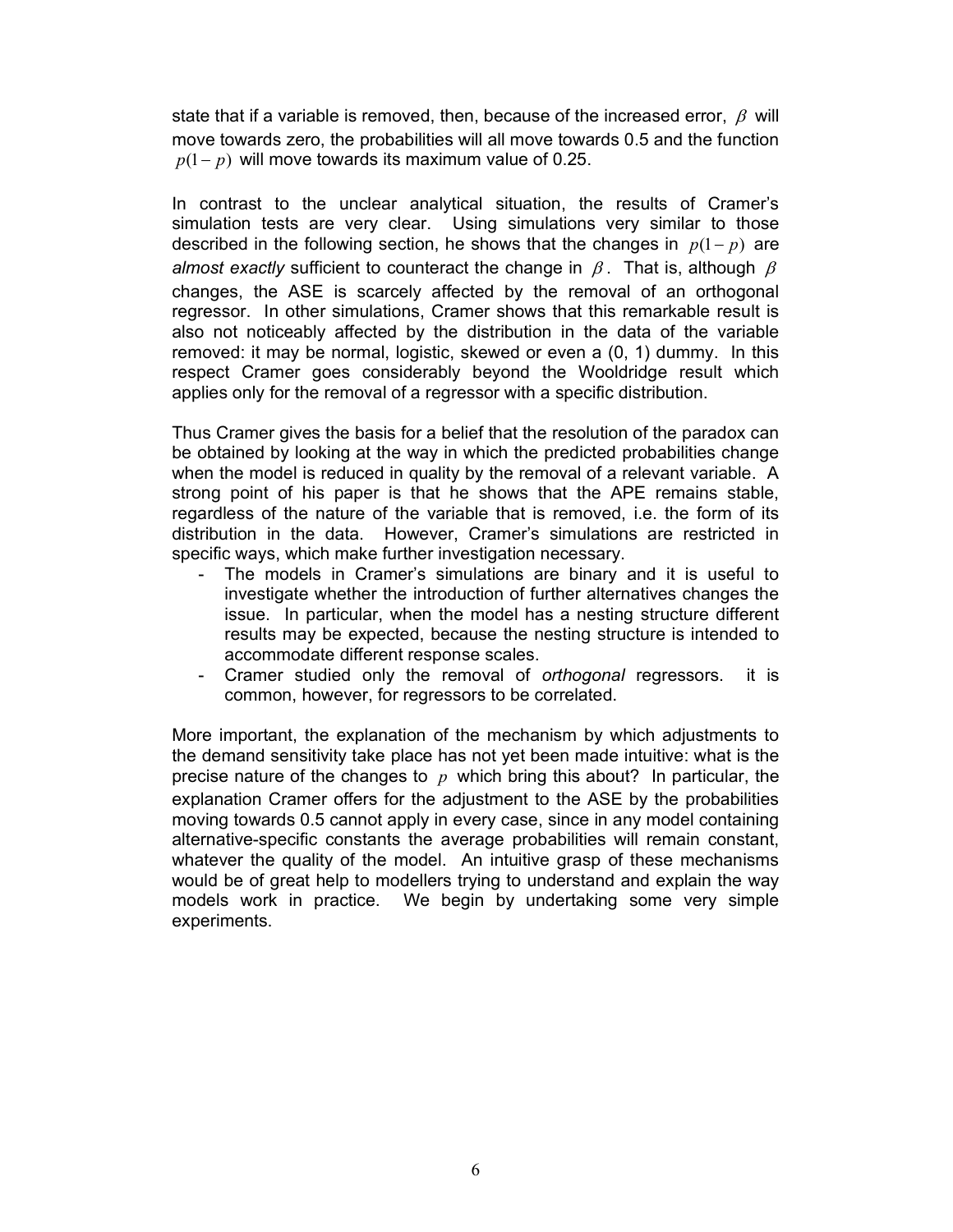state that if a variable is removed, then, because of the increased error, $\beta$ will move towards zero, the probabilities will all move towards 0.5 and the function $p(1-p)$ will move towards its maximum value of 0.25.

In contrast to the unclear analytical situation, the results of Cramer's simulation tests are very clear. Using simulations very similar to those described in the following section, he shows that the changes in $p(1-p)$ are *almost exactly* sufficient to counteract the change in $\beta$. That is, although $\beta$ changes, the ASE is scarcely affected by the removal of an orthogonal regressor. In other simulations, Cramer shows that this remarkable result is also not noticeably affected by the distribution in the data of the variable removed: it may be normal, logistic, skewed or even a (0, 1) dummy. In this respect Cramer goes considerably beyond the Wooldridge result which applies only for the removal of a regressor with a specific distribution.

Thus Cramer gives the basis for a belief that the resolution of the paradox can be obtained by looking at the way in which the predicted probabilities change when the model is reduced in quality by the removal of a relevant variable. A strong point of his paper is that he shows that the APE remains stable, regardless of the nature of the variable that is removed, i.e. the form of its distribution in the data. However, Cramer's simulations are restricted in specific ways, which make further investigation necessary.

- The models in Cramer's simulations are binary and it is useful to investigate whether the introduction of further alternatives changes the issue. In particular, when the model has a nesting structure different results may be expected, because the nesting structure is intended to accommodate different response scales.
- Cramer studied only the removal of *orthogonal* regressors. it is common, however, for regressors to be correlated.

More important, the explanation of the mechanism by which adjustments to the demand sensitivity take place has not yet been made intuitive: what is the precise nature of the changes to $p$ which bring this about? In particular, the explanation Cramer offers for the adjustment to the ASE by the probabilities moving towards 0.5 cannot apply in every case, since in any model containing alternative-specific constants the average probabilities will remain constant, whatever the quality of the model. An intuitive grasp of these mechanisms would be of great help to modellers trying to understand and explain the way models work in practice. We begin by undertaking some very simple experiments.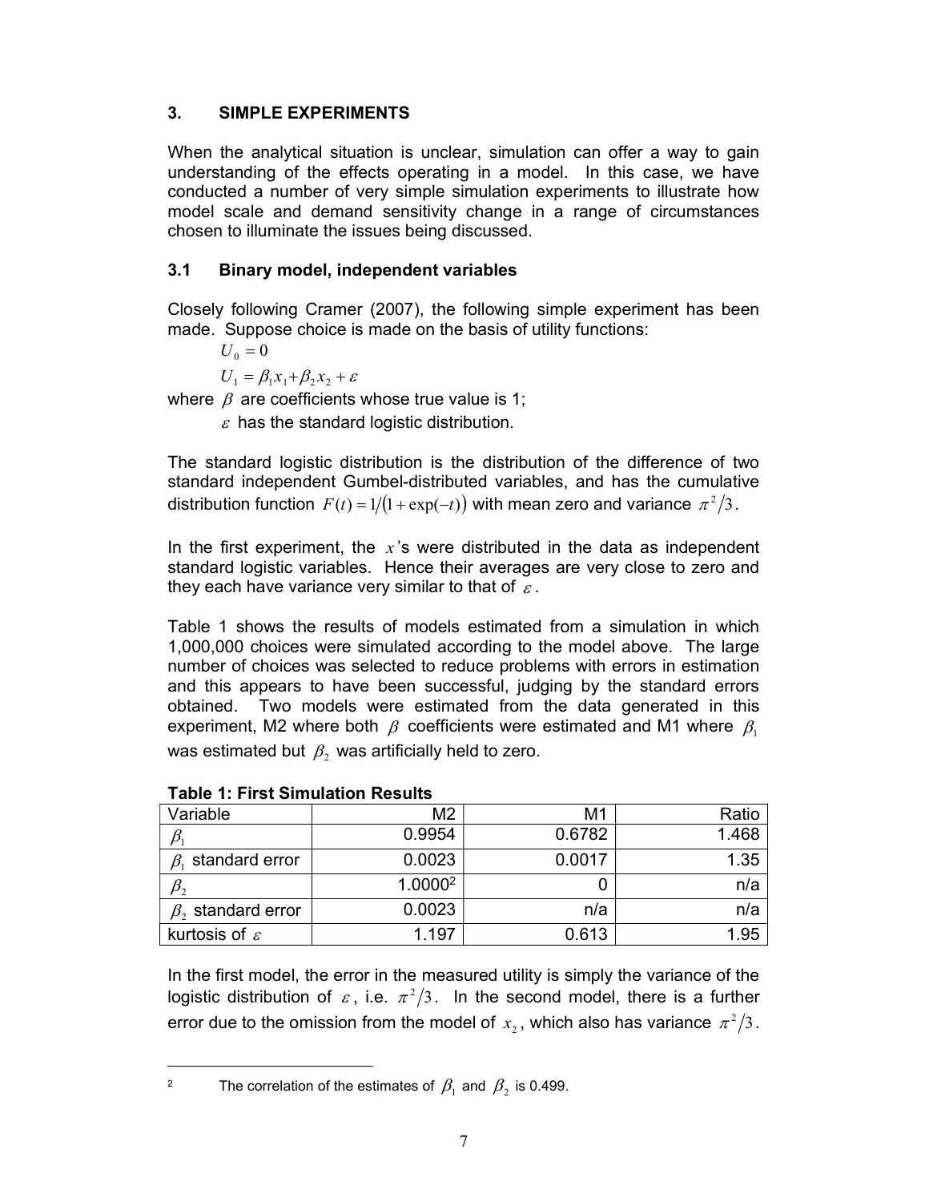## 3. SIMPLE EXPERIMENTS

When the analytical situation is unclear, simulation can offer a way to gain understanding of the effects operating in a model. In this case, we have conducted a number of very simple simulation experiments to illustrate how model scale and demand sensitivity change in a range of circumstances chosen to illuminate the issues being discussed.

### 3.1 Binary model, independent variables

Closely following Cramer (2007), the following simple experiment has been made. Suppose choice is made on the basis of utility functions:

$$U_0 = 0$$

$$U_1 = \beta_1 x_1 + \beta_2 x_2 + \varepsilon$$

where $\beta$ are coefficients whose true value is 1;

$\varepsilon$ has the standard logistic distribution.

The standard logistic distribution is the distribution of the difference of two standard independent Gumbel-distributed variables, and has the cumulative distribution function $F(t) = 1/(1+\exp(-t))$ with mean zero and variance $\pi^2/3$.

In the first experiment, the $x$'s were distributed in the data as independent standard logistic variables. Hence their averages are very close to zero and they each have variance very similar to that of $\varepsilon$.

Table 1 shows the results of models estimated from a simulation in which 1,000,000 choices were simulated according to the model above. The large number of choices was selected to reduce problems with errors in estimation and this appears to have been successful, judging by the standard errors obtained. Two models were estimated from the data generated in this experiment, M2 where both $\beta$ coefficients were estimated and M1 where $\beta_1$ was estimated but $\beta_2$ was artificially held to zero.

**Table 1: First Simulation Results**

| Variable | M2 | M1 | Ratio |
|---|---|---|---|
| $\beta_1$ | 0.9954 | 0.6782 | 1.468 |
| $\beta_1$ standard error | 0.0023 | 0.0017 | 1.35 |
| $\beta_2$ | 1.0000[2] | 0 | n/a |
| $\beta_2$ standard error | 0.0023 | n/a | n/a |
| kurtosis of $\varepsilon$ | 1.197 | 0.613 | 1.95 |

In the first model, the error in the measured utility is simply the variance of the logistic distribution of $\varepsilon$, i.e. $\pi^2/3$. In the second model, there is a further error due to the omission from the model of $x_2$, which also has variance $\pi^2/3$.

[2] The correlation of the estimates of $\beta_1$ and $\beta_2$ is 0.499.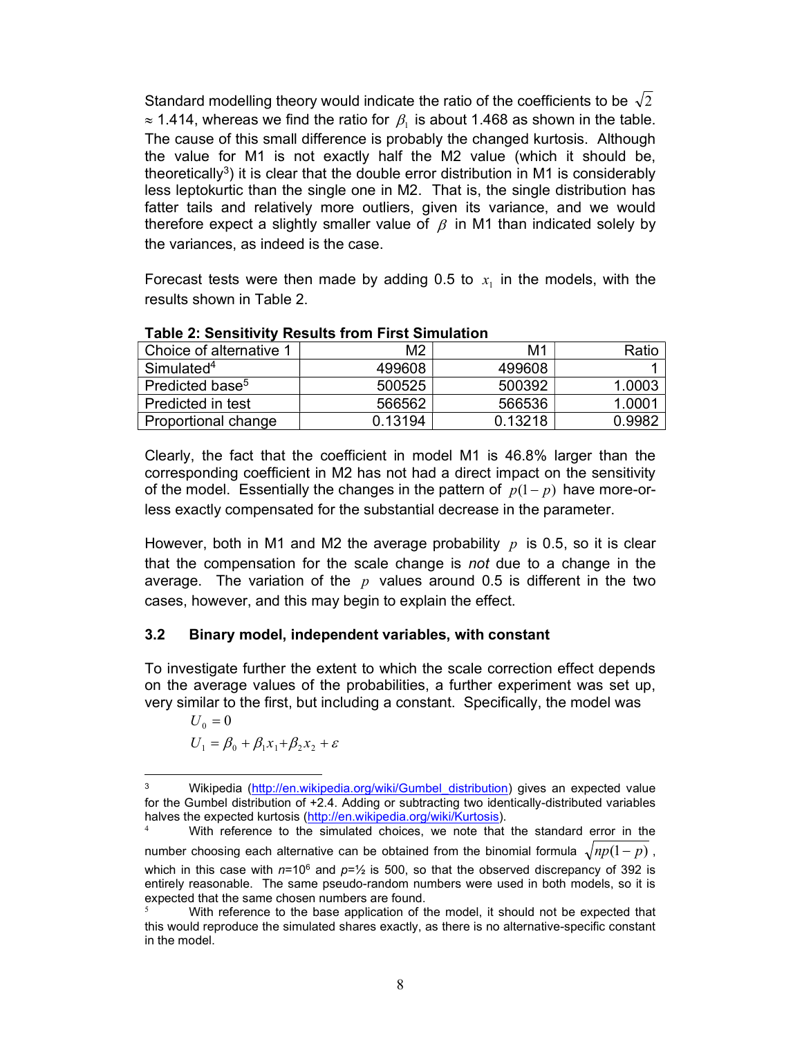Standard modelling theory would indicate the ratio of the coefficients to be $\sqrt{2}$ $\approx$ 1.414, whereas we find the ratio for $\beta_1$ is about 1.468 as shown in the table. The cause of this small difference is probably the changed kurtosis. Although the value for M1 is not exactly half the M2 value (which it should be, theoretically[3]) it is clear that the double error distribution in M1 is considerably less leptokurtic than the single one in M2. That is, the single distribution has fatter tails and relatively more outliers, given its variance, and we would therefore expect a slightly smaller value of $\beta$ in M1 than indicated solely by the variances, as indeed is the case.

Forecast tests were then made by adding 0.5 to $x_1$ in the models, with the results shown in Table 2.

**Table 2: Sensitivity Results from First Simulation**

| Choice of alternative 1 | M2 | M1 | Ratio |
|---|---|---|---|
| Simulated[4] | 499608 | 499608 | 1 |
| Predicted base[5] | 500525 | 500392 | 1.0003 |
| Predicted in test | 566562 | 566536 | 1.0001 |
| Proportional change | 0.13194 | 0.13218 | 0.9982 |

Clearly, the fact that the coefficient in model M1 is 46.8% larger than the corresponding coefficient in M2 has not had a direct impact on the sensitivity of the model. Essentially the changes in the pattern of $p(1-p)$ have more-or-less exactly compensated for the substantial decrease in the parameter.

However, both in M1 and M2 the average probability $p$ is 0.5, so it is clear that the compensation for the scale change is *not* due to a change in the average. The variation of the $p$ values around 0.5 is different in the two cases, however, and this may begin to explain the effect.

### 3.2 Binary model, independent variables, with constant

To investigate further the extent to which the scale correction effect depends on the average values of the probabilities, a further experiment was set up, very similar to the first, but including a constant. Specifically, the model was

$$U_0 = 0$$

$$U_1 = \beta_0 + \beta_1 x_1 + \beta_2 x_2 + \varepsilon$$

---

[3] Wikipedia (http://en.wikipedia.org/wiki/Gumbel_distribution) gives an expected value for the Gumbel distribution of +2.4. Adding or subtracting two identically-distributed variables halves the expected kurtosis (http://en.wikipedia.org/wiki/Kurtosis).

[4] With reference to the simulated choices, we note that the standard error in the number choosing each alternative can be obtained from the binomial formula $\sqrt{np(1-p)}$, which in this case with $n$=$10^6$ and $p$=½ is 500, so that the observed discrepancy of 392 is entirely reasonable. The same pseudo-random numbers were used in both models, so it is expected that the same chosen numbers are found.

[5] With reference to the base application of the model, it should not be expected that this would reproduce the simulated shares exactly, as there is no alternative-specific constant in the model.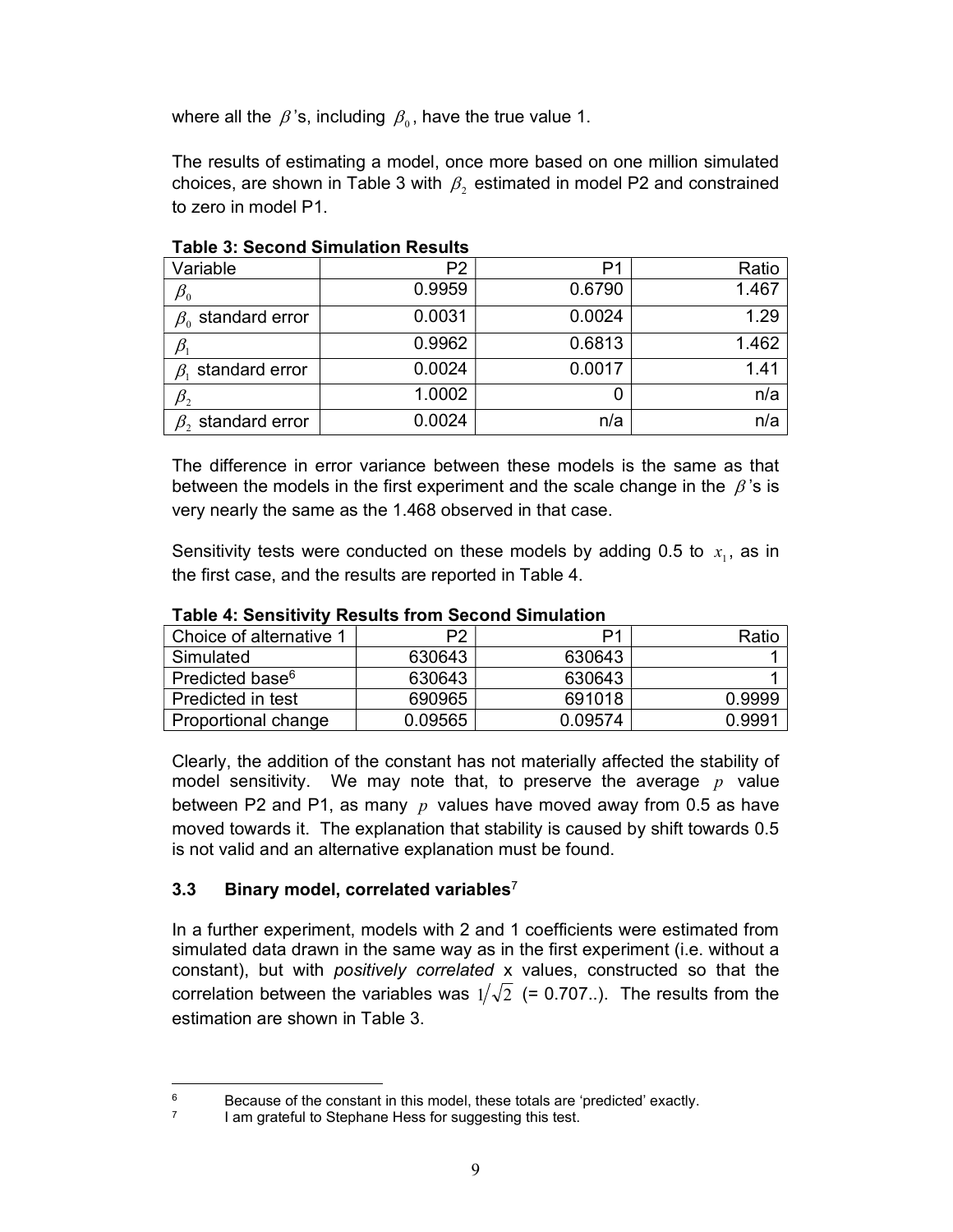where all the $\beta$'s, including $\beta_0$, have the true value 1.

The results of estimating a model, once more based on one million simulated choices, are shown in Table 3 with $\beta_2$ estimated in model P2 and constrained to zero in model P1.

**Table 3: Second Simulation Results**

| Variable | P2 | P1 | Ratio |
|---|---|---|---|
| $\beta_0$ | 0.9959 | 0.6790 | 1.467 |
| $\beta_0$ standard error | 0.0031 | 0.0024 | 1.29 |
| $\beta_1$ | 0.9962 | 0.6813 | 1.462 |
| $\beta_1$ standard error | 0.0024 | 0.0017 | 1.41 |
| $\beta_2$ | 1.0002 | 0 | n/a |
| $\beta_2$ standard error | 0.0024 | n/a | n/a |

The difference in error variance between these models is the same as that between the models in the first experiment and the scale change in the $\beta$'s is very nearly the same as the 1.468 observed in that case.

Sensitivity tests were conducted on these models by adding 0.5 to $x_1$, as in the first case, and the results are reported in Table 4.

**Table 4: Sensitivity Results from Second Simulation**

| Choice of alternative 1 | P2 | P1 | Ratio |
|---|---|---|---|
| Simulated | 630643 | 630643 | 1 |
| Predicted base[6] | 630643 | 630643 | 1 |
| Predicted in test | 690965 | 691018 | 0.9999 |
| Proportional change | 0.09565 | 0.09574 | 0.9991 |

Clearly, the addition of the constant has not materially affected the stability of model sensitivity. We may note that, to preserve the average $p$ value between P2 and P1, as many $p$ values have moved away from 0.5 as have moved towards it. The explanation that stability is caused by shift towards 0.5 is not valid and an alternative explanation must be found.

### 3.3 Binary model, correlated variables[7]

In a further experiment, models with 2 and 1 coefficients were estimated from simulated data drawn in the same way as in the first experiment (i.e. without a constant), but with *positively correlated* x values, constructed so that the correlation between the variables was $1/\sqrt{2}$ (= 0.707..). The results from the estimation are shown in Table 3.

---

[6] Because of the constant in this model, these totals are 'predicted' exactly.

[7] I am grateful to Stephane Hess for suggesting this test.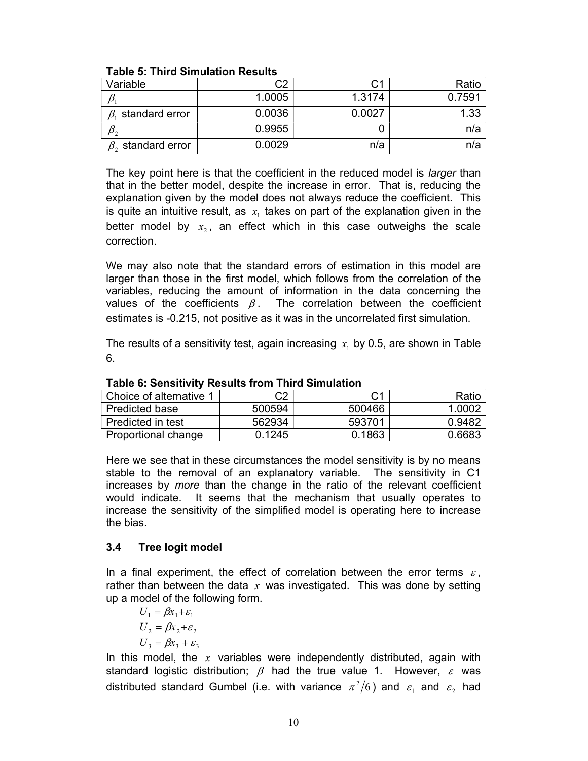**Table 5: Third Simulation Results**

| Variable | C2 | C1 | Ratio |
|---|---|---|---|
| $\beta_1$ | 1.0005 | 1.3174 | 0.7591 |
| $\beta_1$ standard error | 0.0036 | 0.0027 | 1.33 |
| $\beta_2$ | 0.9955 | 0 | n/a |
| $\beta_2$ standard error | 0.0029 | n/a | n/a |

The key point here is that the coefficient in the reduced model is *larger* than that in the better model, despite the increase in error. That is, reducing the explanation given by the model does not always reduce the coefficient. This is quite an intuitive result, as $x_1$ takes on part of the explanation given in the better model by $x_2$, an effect which in this case outweighs the scale correction.

We may also note that the standard errors of estimation in this model are larger than those in the first model, which follows from the correlation of the variables, reducing the amount of information in the data concerning the values of the coefficients $\beta$. The correlation between the coefficient estimates is -0.215, not positive as it was in the uncorrelated first simulation.

The results of a sensitivity test, again increasing $x_1$ by 0.5, are shown in Table 6.

**Table 6: Sensitivity Results from Third Simulation**

| Choice of alternative 1 | C2 | C1 | Ratio |
|---|---|---|---|
| Predicted base | 500594 | 500466 | 1.0002 |
| Predicted in test | 562934 | 593701 | 0.9482 |
| Proportional change | 0.1245 | 0.1863 | 0.6683 |

Here we see that in these circumstances the model sensitivity is by no means stable to the removal of an explanatory variable. The sensitivity in C1 increases by *more* than the change in the ratio of the relevant coefficient would indicate. It seems that the mechanism that usually operates to increase the sensitivity of the simplified model is operating here to increase the bias.

### 3.4 Tree logit model

In a final experiment, the effect of correlation between the error terms $\varepsilon$, rather than between the data $x$ was investigated. This was done by setting up a model of the following form.

$$U_1 = \beta x_1 + \varepsilon_1$$
$$U_2 = \beta x_2 + \varepsilon_2$$
$$U_3 = \beta x_3 + \varepsilon_3$$

In this model, the $x$ variables were independently distributed, again with standard logistic distribution; $\beta$ had the true value 1. However, $\varepsilon$ was distributed standard Gumbel (i.e. with variance $\pi^2/6$) and $\varepsilon_1$ and $\varepsilon_2$ had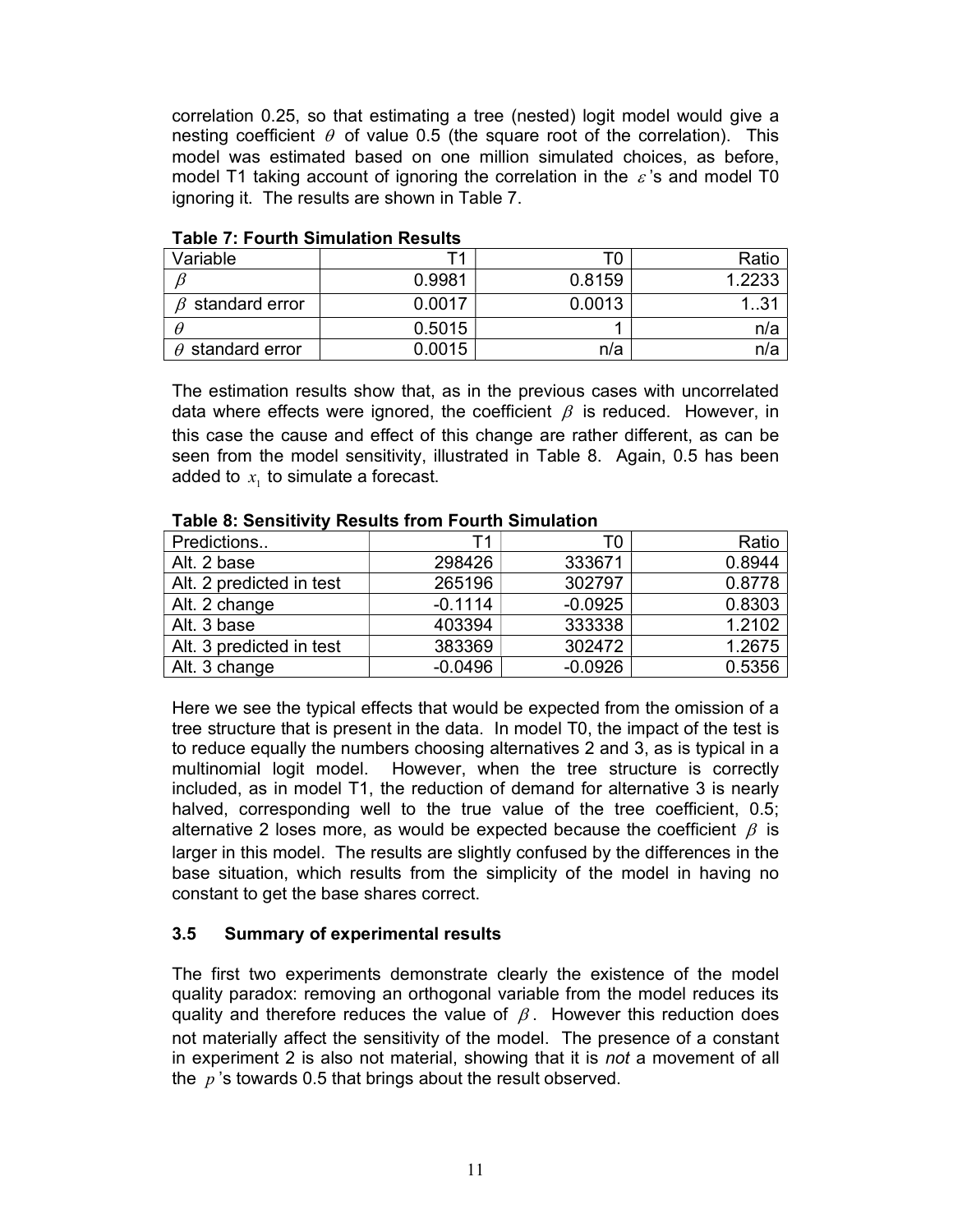correlation 0.25, so that estimating a tree (nested) logit model would give a nesting coefficient $\theta$ of value 0.5 (the square root of the correlation). This model was estimated based on one million simulated choices, as before, model T1 taking account of ignoring the correlation in the $\varepsilon$'s and model T0 ignoring it. The results are shown in Table 7.

**Table 7: Fourth Simulation Results**

| Variable | T1 | T0 | Ratio |
|---|---:|---:|---:|
| $\beta$ | 0.9981 | 0.8159 | 1.2233 |
| $\beta$ standard error | 0.0017 | 0.0013 | 1..31 |
| $\theta$ | 0.5015 | 1 | n/a |
| $\theta$ standard error | 0.0015 | n/a | n/a |

The estimation results show that, as in the previous cases with uncorrelated data where effects were ignored, the coefficient $\beta$ is reduced. However, in this case the cause and effect of this change are rather different, as can be seen from the model sensitivity, illustrated in Table 8. Again, 0.5 has been added to $x_1$ to simulate a forecast.

**Table 8: Sensitivity Results from Fourth Simulation**

| Predictions.. | T1 | T0 | Ratio |
|---|---:|---:|---:|
| Alt. 2 base | 298426 | 333671 | 0.8944 |
| Alt. 2 predicted in test | 265196 | 302797 | 0.8778 |
| Alt. 2 change | -0.1114 | -0.0925 | 0.8303 |
| Alt. 3 base | 403394 | 333338 | 1.2102 |
| Alt. 3 predicted in test | 383369 | 302472 | 1.2675 |
| Alt. 3 change | -0.0496 | -0.0926 | 0.5356 |

Here we see the typical effects that would be expected from the omission of a tree structure that is present in the data. In model T0, the impact of the test is to reduce equally the numbers choosing alternatives 2 and 3, as is typical in a multinomial logit model. However, when the tree structure is correctly included, as in model T1, the reduction of demand for alternative 3 is nearly halved, corresponding well to the true value of the tree coefficient, 0.5; alternative 2 loses more, as would be expected because the coefficient $\beta$ is larger in this model. The results are slightly confused by the differences in the base situation, which results from the simplicity of the model in having no constant to get the base shares correct.

### 3.5 Summary of experimental results

The first two experiments demonstrate clearly the existence of the model quality paradox: removing an orthogonal variable from the model reduces its quality and therefore reduces the value of $\beta$. However this reduction does not materially affect the sensitivity of the model. The presence of a constant in experiment 2 is also not material, showing that it is *not* a movement of all the $p$'s towards 0.5 that brings about the result observed.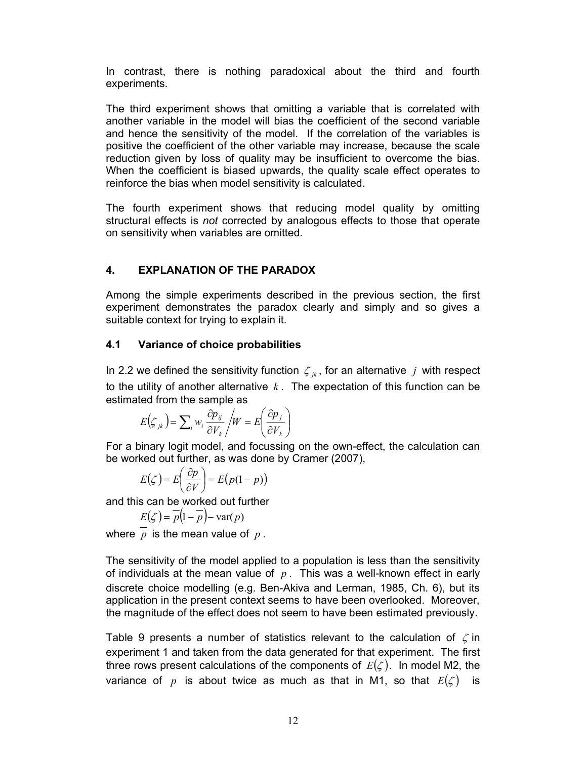In contrast, there is nothing paradoxical about the third and fourth experiments.

The third experiment shows that omitting a variable that is correlated with another variable in the model will bias the coefficient of the second variable and hence the sensitivity of the model. If the correlation of the variables is positive the coefficient of the other variable may increase, because the scale reduction given by loss of quality may be insufficient to overcome the bias. When the coefficient is biased upwards, the quality scale effect operates to reinforce the bias when model sensitivity is calculated.

The fourth experiment shows that reducing model quality by omitting structural effects is *not* corrected by analogous effects to those that operate on sensitivity when variables are omitted.

## 4. EXPLANATION OF THE PARADOX

Among the simple experiments described in the previous section, the first experiment demonstrates the paradox clearly and simply and so gives a suitable context for trying to explain it.

### 4.1 Variance of choice probabilities

In 2.2 we defined the sensitivity function $\zeta_{jk}$, for an alternative $j$ with respect to the utility of another alternative $k$. The expectation of this function can be estimated from the sample as

$$E(\zeta_{jk}) = \sum_i w_i \frac{\partial p_{ij}}{\partial V_k} \Big/ W = E\left(\frac{\partial p_j}{\partial V_k}\right)$$

For a binary logit model, and focussing on the own-effect, the calculation can be worked out further, as was done by Cramer (2007),

$$E(\zeta) = E\left(\frac{\partial p}{\partial V}\right) = E(p(1-p))$$

and this can be worked out further

$$E(\zeta) = \overline{p}(1-\overline{p}) - \text{var}(p)$$

where $\overline{p}$ is the mean value of $p$.

The sensitivity of the model applied to a population is less than the sensitivity of individuals at the mean value of $p$. This was a well-known effect in early discrete choice modelling (e.g. Ben-Akiva and Lerman, 1985, Ch. 6), but its application in the present context seems to have been overlooked. Moreover, the magnitude of the effect does not seem to have been estimated previously.

Table 9 presents a number of statistics relevant to the calculation of $\zeta$ in experiment 1 and taken from the data generated for that experiment. The first three rows present calculations of the components of $E(\zeta)$. In model M2, the variance of $p$ is about twice as much as that in M1, so that $E(\zeta)$ is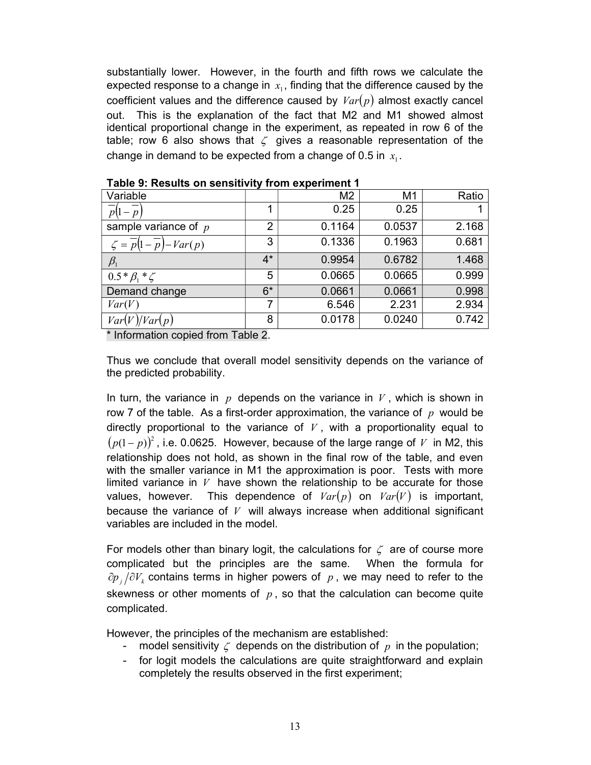substantially lower. However, in the fourth and fifth rows we calculate the expected response to a change in $x_1$, finding that the difference caused by the coefficient values and the difference caused by $Var(p)$ almost exactly cancel out. This is the explanation of the fact that M2 and M1 showed almost identical proportional change in the experiment, as repeated in row 6 of the table; row 6 also shows that $\zeta$ gives a reasonable representation of the change in demand to be expected from a change of 0.5 in $x_1$.

**Table 9: Results on sensitivity from experiment 1**

| Variable | | M2 | M1 | Ratio |
|---|---|---|---|---|
| $\overline{p}(1-\overline{p})$ | 1 | 0.25 | 0.25 | 1 |
| sample variance of $p$ | 2 | 0.1164 | 0.0537 | 2.168 |
| $\zeta = \overline{p}(1-\overline{p}) - Var(p)$ | 3 | 0.1336 | 0.1963 | 0.681 |
| $\beta_1$ | 4* | 0.9954 | 0.6782 | 1.468 |
| $0.5 * \beta_1 * \zeta$ | 5 | 0.0665 | 0.0665 | 0.999 |
| Demand change | 6* | 0.0661 | 0.0661 | 0.998 |
| $Var(V)$ | 7 | 6.546 | 2.231 | 2.934 |
| $Var(V)/Var(p)$ | 8 | 0.0178 | 0.0240 | 0.742 |

\* Information copied from Table 2.

Thus we conclude that overall model sensitivity depends on the variance of the predicted probability.

In turn, the variance in $p$ depends on the variance in $V$, which is shown in row 7 of the table. As a first-order approximation, the variance of $p$ would be directly proportional to the variance of $V$, with a proportionality equal to $(p(1-p))^2$, i.e. 0.0625. However, because of the large range of $V$ in M2, this relationship does not hold, as shown in the final row of the table, and even with the smaller variance in M1 the approximation is poor. Tests with more limited variance in $V$ have shown the relationship to be accurate for those values, however. This dependence of $Var(p)$ on $Var(V)$ is important, because the variance of $V$ will always increase when additional significant variables are included in the model.

For models other than binary logit, the calculations for $\zeta$ are of course more complicated but the principles are the same. When the formula for $\partial p_j / \partial V_k$ contains terms in higher powers of $p$, we may need to refer to the skewness or other moments of $p$, so that the calculation can become quite complicated.

However, the principles of the mechanism are established:

- model sensitivity $\zeta$ depends on the distribution of $p$ in the population;
- for logit models the calculations are quite straightforward and explain completely the results observed in the first experiment;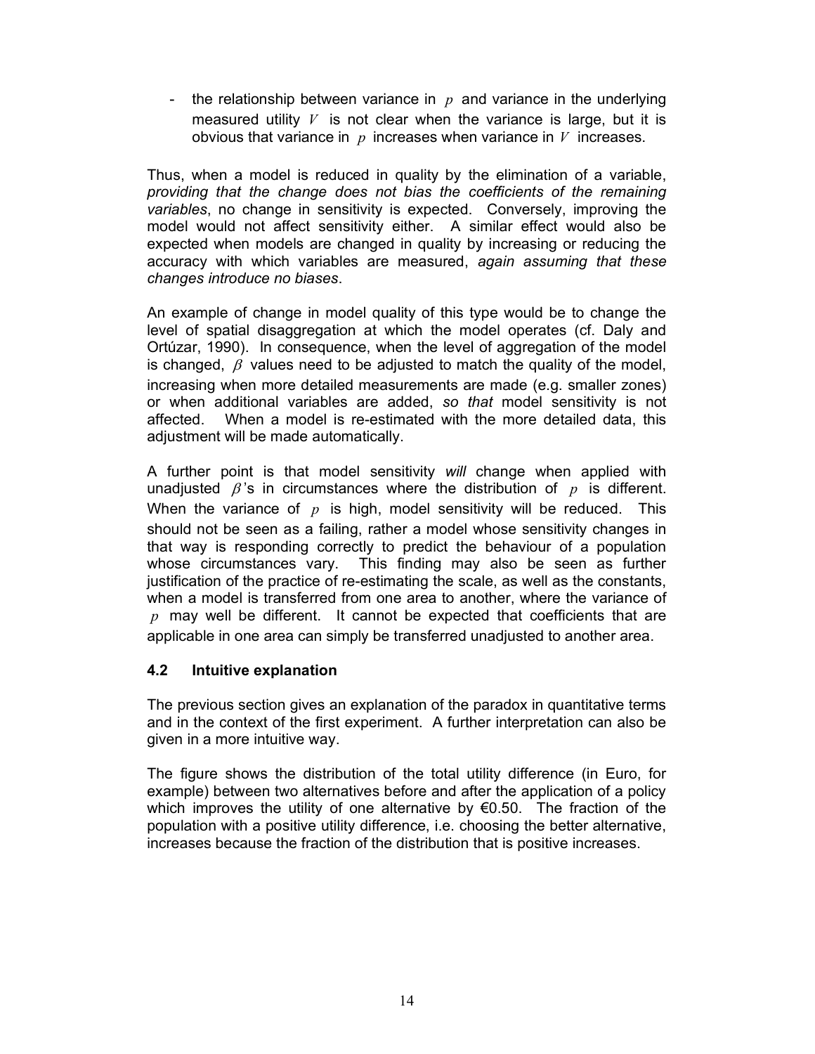- the relationship between variance in $p$ and variance in the underlying measured utility $V$ is not clear when the variance is large, but it is obvious that variance in $p$ increases when variance in $V$ increases.

Thus, when a model is reduced in quality by the elimination of a variable, *providing that the change does not bias the coefficients of the remaining variables*, no change in sensitivity is expected. Conversely, improving the model would not affect sensitivity either. A similar effect would also be expected when models are changed in quality by increasing or reducing the accuracy with which variables are measured, *again assuming that these changes introduce no biases*.

An example of change in model quality of this type would be to change the level of spatial disaggregation at which the model operates (cf. Daly and Ortúzar, 1990). In consequence, when the level of aggregation of the model is changed, $\beta$ values need to be adjusted to match the quality of the model, increasing when more detailed measurements are made (e.g. smaller zones) or when additional variables are added, *so that* model sensitivity is not affected. When a model is re-estimated with the more detailed data, this adjustment will be made automatically.

A further point is that model sensitivity *will* change when applied with unadjusted $\beta$'s in circumstances where the distribution of $p$ is different. When the variance of $p$ is high, model sensitivity will be reduced. This should not be seen as a failing, rather a model whose sensitivity changes in that way is responding correctly to predict the behaviour of a population whose circumstances vary. This finding may also be seen as further justification of the practice of re-estimating the scale, as well as the constants, when a model is transferred from one area to another, where the variance of $p$ may well be different. It cannot be expected that coefficients that are applicable in one area can simply be transferred unadjusted to another area.

### 4.2 Intuitive explanation

The previous section gives an explanation of the paradox in quantitative terms and in the context of the first experiment. A further interpretation can also be given in a more intuitive way.

The figure shows the distribution of the total utility difference (in Euro, for example) between two alternatives before and after the application of a policy which improves the utility of one alternative by €0.50. The fraction of the population with a positive utility difference, i.e. choosing the better alternative, increases because the fraction of the distribution that is positive increases.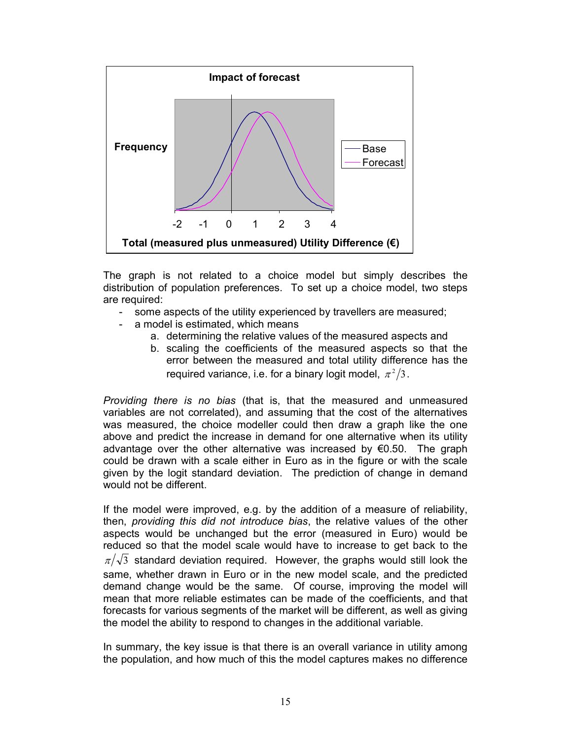The graph is not related to a choice model but simply describes the distribution of population preferences. To set up a choice model, two steps are required:

- some aspects of the utility experienced by travellers are measured;
- a model is estimated, which means
    a. determining the relative values of the measured aspects and
    b. scaling the coefficients of the measured aspects so that the error between the measured and total utility difference has the required variance, i.e. for a binary logit model, $\pi^2/3$.

*Providing there is no bias* (that is, that the measured and unmeasured variables are not correlated), and assuming that the cost of the alternatives was measured, the choice modeller could then draw a graph like the one above and predict the increase in demand for one alternative when its utility advantage over the other alternative was increased by €0.50. The graph could be drawn with a scale either in Euro as in the figure or with the scale given by the logit standard deviation. The prediction of change in demand would not be different.

If the model were improved, e.g. by the addition of a measure of reliability, then, *providing this did not introduce bias*, the relative values of the other aspects would be unchanged but the error (measured in Euro) would be reduced so that the model scale would have to increase to get back to the $\pi/\sqrt{3}$ standard deviation required. However, the graphs would still look the same, whether drawn in Euro or in the new model scale, and the predicted demand change would be the same. Of course, improving the model will mean that more reliable estimates can be made of the coefficients, and that forecasts for various segments of the market will be different, as well as giving the model the ability to respond to changes in the additional variable.

In summary, the key issue is that there is an overall variance in utility among the population, and how much of this the model captures makes no difference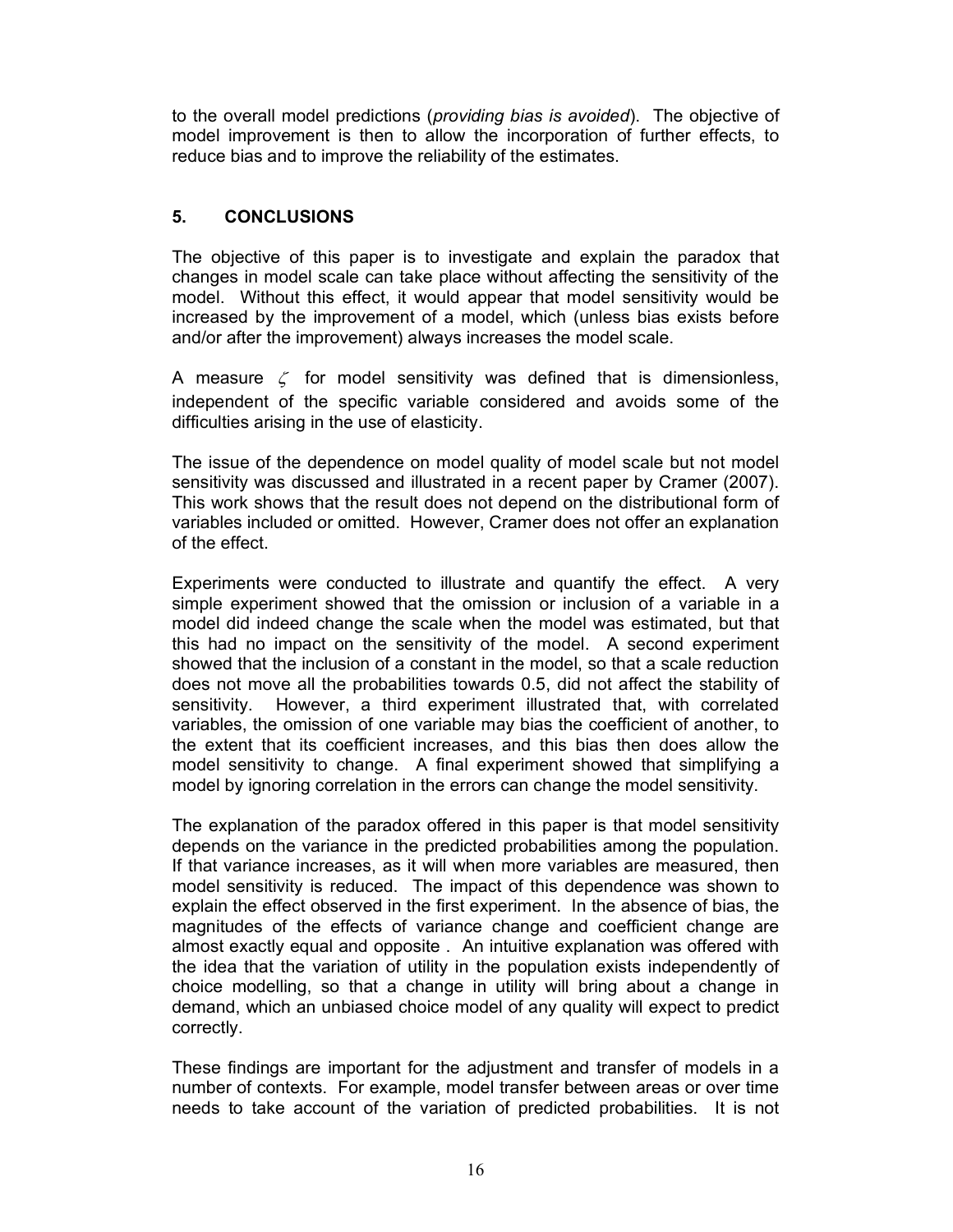to the overall model predictions (*providing bias is avoided*). The objective of model improvement is then to allow the incorporation of further effects, to reduce bias and to improve the reliability of the estimates.

## 5. CONCLUSIONS

The objective of this paper is to investigate and explain the paradox that changes in model scale can take place without affecting the sensitivity of the model. Without this effect, it would appear that model sensitivity would be increased by the improvement of a model, which (unless bias exists before and/or after the improvement) always increases the model scale.

A measure $\zeta$ for model sensitivity was defined that is dimensionless, independent of the specific variable considered and avoids some of the difficulties arising in the use of elasticity.

The issue of the dependence on model quality of model scale but not model sensitivity was discussed and illustrated in a recent paper by Cramer (2007). This work shows that the result does not depend on the distributional form of variables included or omitted. However, Cramer does not offer an explanation of the effect.

Experiments were conducted to illustrate and quantify the effect. A very simple experiment showed that the omission or inclusion of a variable in a model did indeed change the scale when the model was estimated, but that this had no impact on the sensitivity of the model. A second experiment showed that the inclusion of a constant in the model, so that a scale reduction does not move all the probabilities towards 0.5, did not affect the stability of sensitivity. However, a third experiment illustrated that, with correlated variables, the omission of one variable may bias the coefficient of another, to the extent that its coefficient increases, and this bias then does allow the model sensitivity to change. A final experiment showed that simplifying a model by ignoring correlation in the errors can change the model sensitivity.

The explanation of the paradox offered in this paper is that model sensitivity depends on the variance in the predicted probabilities among the population. If that variance increases, as it will when more variables are measured, then model sensitivity is reduced. The impact of this dependence was shown to explain the effect observed in the first experiment. In the absence of bias, the magnitudes of the effects of variance change and coefficient change are almost exactly equal and opposite . An intuitive explanation was offered with the idea that the variation of utility in the population exists independently of choice modelling, so that a change in utility will bring about a change in demand, which an unbiased choice model of any quality will expect to predict correctly.

These findings are important for the adjustment and transfer of models in a number of contexts. For example, model transfer between areas or over time needs to take account of the variation of predicted probabilities. It is not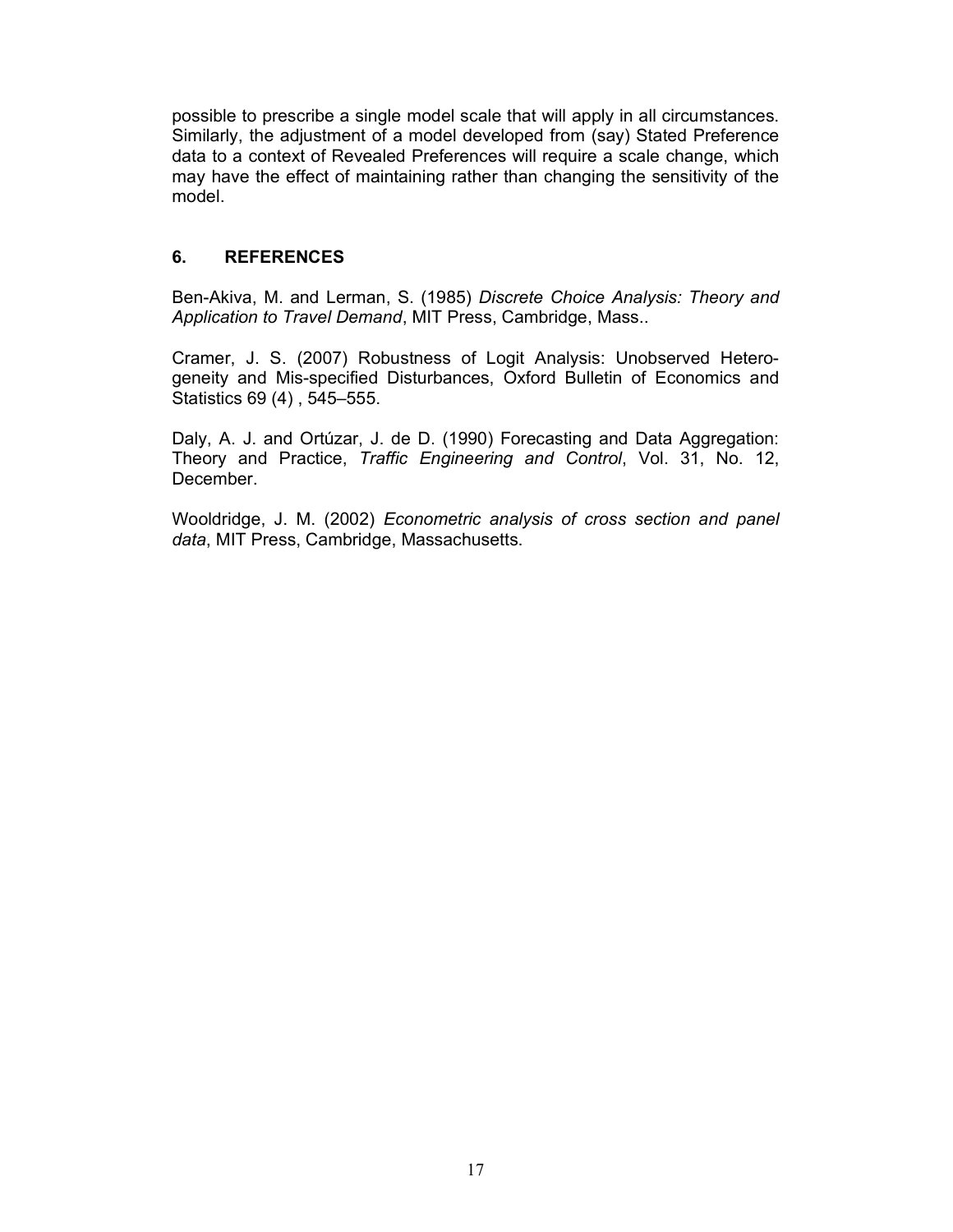possible to prescribe a single model scale that will apply in all circumstances. Similarly, the adjustment of a model developed from (say) Stated Preference data to a context of Revealed Preferences will require a scale change, which may have the effect of maintaining rather than changing the sensitivity of the model.

## 6. REFERENCES

Ben-Akiva, M. and Lerman, S. (1985) *Discrete Choice Analysis: Theory and Application to Travel Demand*, MIT Press, Cambridge, Mass..

Cramer, J. S. (2007) Robustness of Logit Analysis: Unobserved Heterogeneity and Mis-specified Disturbances, Oxford Bulletin of Economics and Statistics 69 (4) , 545–555.

Daly, A. J. and Ortúzar, J. de D. (1990) Forecasting and Data Aggregation: Theory and Practice, *Traffic Engineering and Control*, Vol. 31, No. 12, December.

Wooldridge, J. M. (2002) *Econometric analysis of cross section and panel data*, MIT Press, Cambridge, Massachusetts.